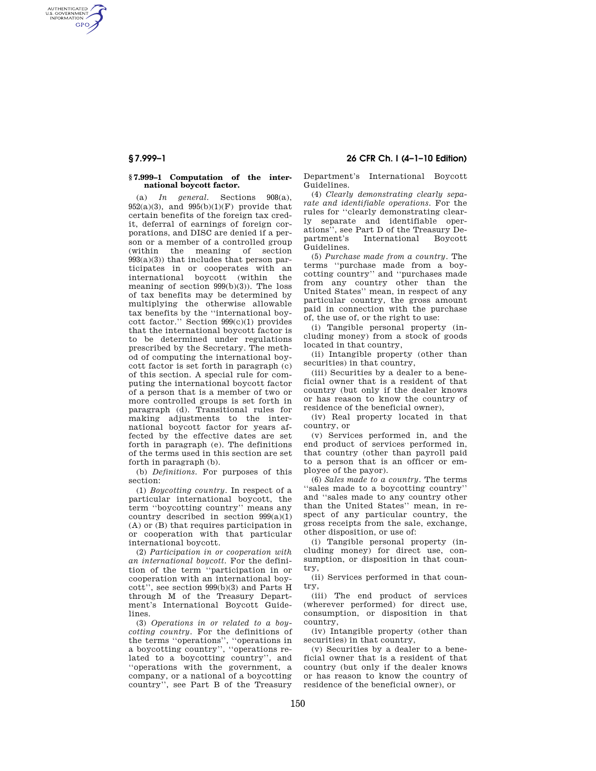## § 7.999–1 Computation of the international boycott factor.

(a) *In general.* Sections 908(a), 952(a)(3), and 995(b)(1)(F) provide that certain benefits of the foreign tax credit, deferral of earnings of foreign corporations, and DISC are denied if a person or a member of a controlled group (within the meaning of section 993(a)(3)) that includes that person participates in or cooperates with an international boycott (within the meaning of section 999(b)(3)). The loss of tax benefits may be determined by multiplying the otherwise allowable tax benefits by the ''international boycott factor.'' Section 999(c)(1) provides that the international boycott factor is to be determined under regulations prescribed by the Secretary. The method of computing the international boycott factor is set forth in paragraph (c) of this section. A special rule for computing the international boycott factor of a person that is a member of two or more controlled groups is set forth in paragraph (d). Transitional rules for making adjustments to the international boycott factor for years affected by the effective dates are set forth in paragraph (e). The definitions of the terms used in this section are set forth in paragraph (b).

(b) *Definitions.* For purposes of this section:

(1) *Boycotting country.* In respect of a particular international boycott, the term ''boycotting country'' means any country described in section 999(a)(1) (A) or (B) that requires participation in or cooperation with that particular international boycott.

(2) *Participation in or cooperation with an international boycott.* For the definition of the term ''participation in or cooperation with an international boycott'', see section 999(b)(3) and Parts H through M of the Treasury Department's International Boycott Guidelines.

(3) *Operations in or related to a boycotting country.* For the definitions of the terms ''operations'', ''operations in a boycotting country'', ''operations related to a boycotting country'', and ''operations with the government, a company, or a national of a boycotting country'', see Part B of the Treasury Department's International Boycott Guidelines.

(4) *Clearly demonstrating clearly separate and identifiable operations.* For the rules for ''clearly demonstrating clearly separate and identifiable operations'', see Part D of the Treasury Department's International Boycott Guidelines.

(5) *Purchase made from a country.* The terms ''purchase made from a boycotting country'' and ''purchases made from any country other than the United States'' mean, in respect of any particular country, the gross amount paid in connection with the purchase of, the use of, or the right to use:

(i) Tangible personal property (including money) from a stock of goods located in that country,

(ii) Intangible property (other than securities) in that country,

(iii) Securities by a dealer to a beneficial owner that is a resident of that country (but only if the dealer knows or has reason to know the country of residence of the beneficial owner),

(iv) Real property located in that country, or

(v) Services performed in, and the end product of services performed in, that country (other than payroll paid to a person that is an officer or employee of the payor).

(6) *Sales made to a country.* The terms ''sales made to a boycotting country'' and ''sales made to any country other than the United States'' mean, in respect of any particular country, the gross receipts from the sale, exchange, other disposition, or use of:

(i) Tangible personal property (including money) for direct use, consumption, or disposition in that country,

(ii) Services performed in that country,

(iii) The end product of services (wherever performed) for direct use, consumption, or disposition in that country,

(iv) Intangible property (other than securities) in that country,

(v) Securities by a dealer to a beneficial owner that is a resident of that country (but only if the dealer knows or has reason to know the country of residence of the beneficial owner), or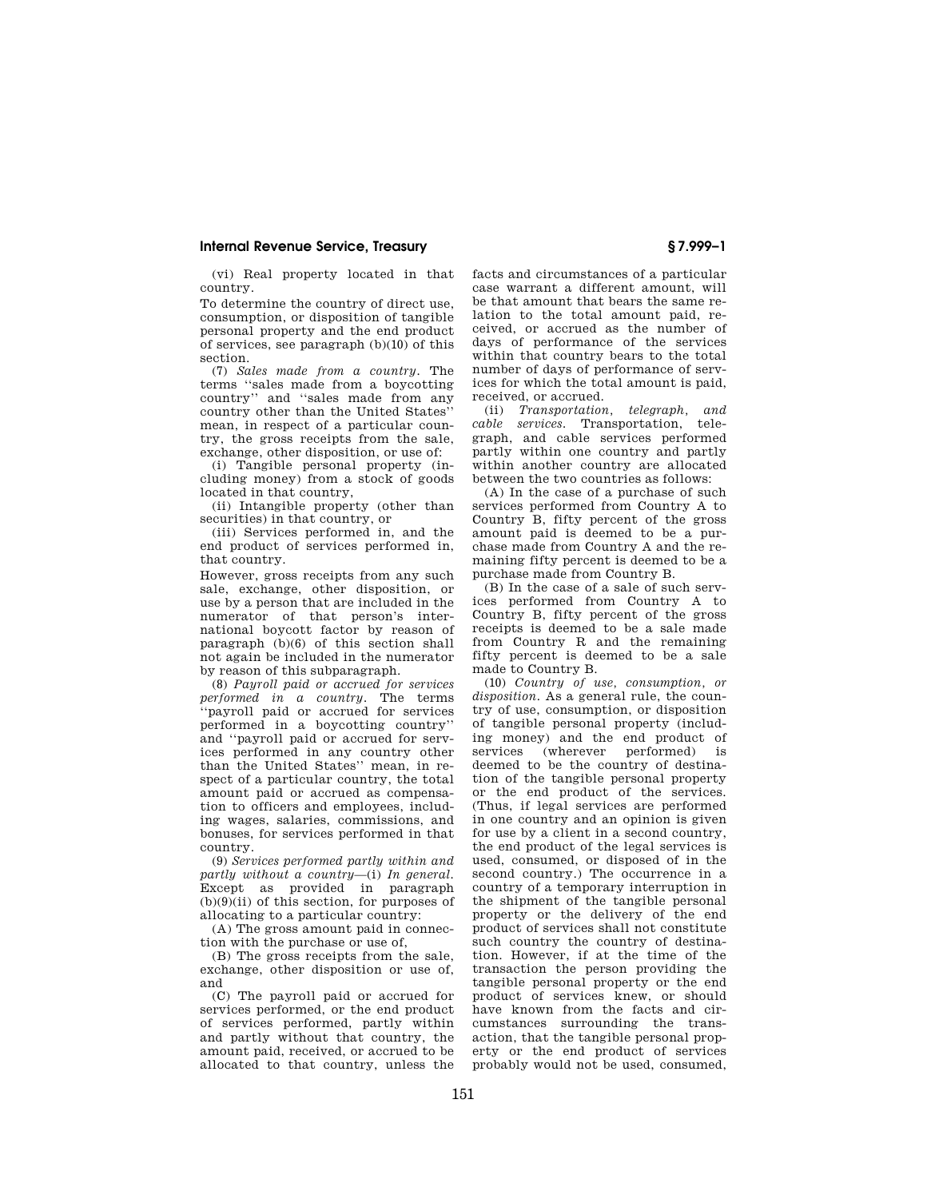(vi) Real property located in that country.

To determine the country of direct use, consumption, or disposition of tangible personal property and the end product of services, see paragraph (b)(10) of this section.

(7) *Sales made from a country.* The terms "sales made from a boycotting country" and "sales made from any country other than the United States" mean, in respect of a particular country, the gross receipts from the sale, exchange, other disposition, or use of:

(i) Tangible personal property (including money) from a stock of goods located in that country,

(ii) Intangible property (other than securities) in that country, or

(iii) Services performed in, and the end product of services performed in, that country.

However, gross receipts from any such sale, exchange, other disposition, or use by a person that are included in the numerator of that person's international boycott factor by reason of paragraph (b)(6) of this section shall not again be included in the numerator by reason of this subparagraph.

(8) *Payroll paid or accrued for services performed in a country.* The terms "payroll paid or accrued for services performed in a boycotting country" and "payroll paid or accrued for services performed in any country other than the United States" mean, in respect of a particular country, the total amount paid or accrued as compensation to officers and employees, including wages, salaries, commissions, and bonuses, for services performed in that country.

(9) *Services performed partly within and partly without a country*—(i) *In general.* Except as provided in paragraph (b)(9)(ii) of this section, for purposes of allocating to a particular country:

(A) The gross amount paid in connection with the purchase or use of,

(B) The gross receipts from the sale, exchange, other disposition or use of, and

(C) The payroll paid or accrued for services performed, or the end product of services performed, partly within and partly without that country, the amount paid, received, or accrued to be allocated to that country, unless the facts and circumstances of a particular case warrant a different amount, will be that amount that bears the same relation to the total amount paid, received, or accrued as the number of days of performance of the services within that country bears to the total number of days of performance of services for which the total amount is paid, received, or accrued.

(ii) *Transportation, telegraph, and cable services.* Transportation, telegraph, and cable services performed partly within one country and partly within another country are allocated between the two countries as follows:

(A) In the case of a purchase of such services performed from Country A to Country B, fifty percent of the gross amount paid is deemed to be a purchase made from Country A and the remaining fifty percent is deemed to be a purchase made from Country B.

(B) In the case of a sale of such services performed from Country A to Country B, fifty percent of the gross receipts is deemed to be a sale made from Country R and the remaining fifty percent is deemed to be a sale made to Country B.

(10) *Country of use, consumption, or disposition.* As a general rule, the country of use, consumption, or disposition of tangible personal property (including money) and the end product of services (wherever performed) is deemed to be the country of destination of the tangible personal property or the end product of the services. (Thus, if legal services are performed in one country and an opinion is given for use by a client in a second country, the end product of the legal services is used, consumed, or disposed of in the second country.) The occurrence in a country of a temporary interruption in the shipment of the tangible personal property or the delivery of the end product of services shall not constitute such country the country of destination. However, if at the time of the transaction the person providing the tangible personal property or the end product of services knew, or should have known from the facts and circumstances surrounding the transaction, that the tangible personal property or the end product of services probably would not be used, consumed,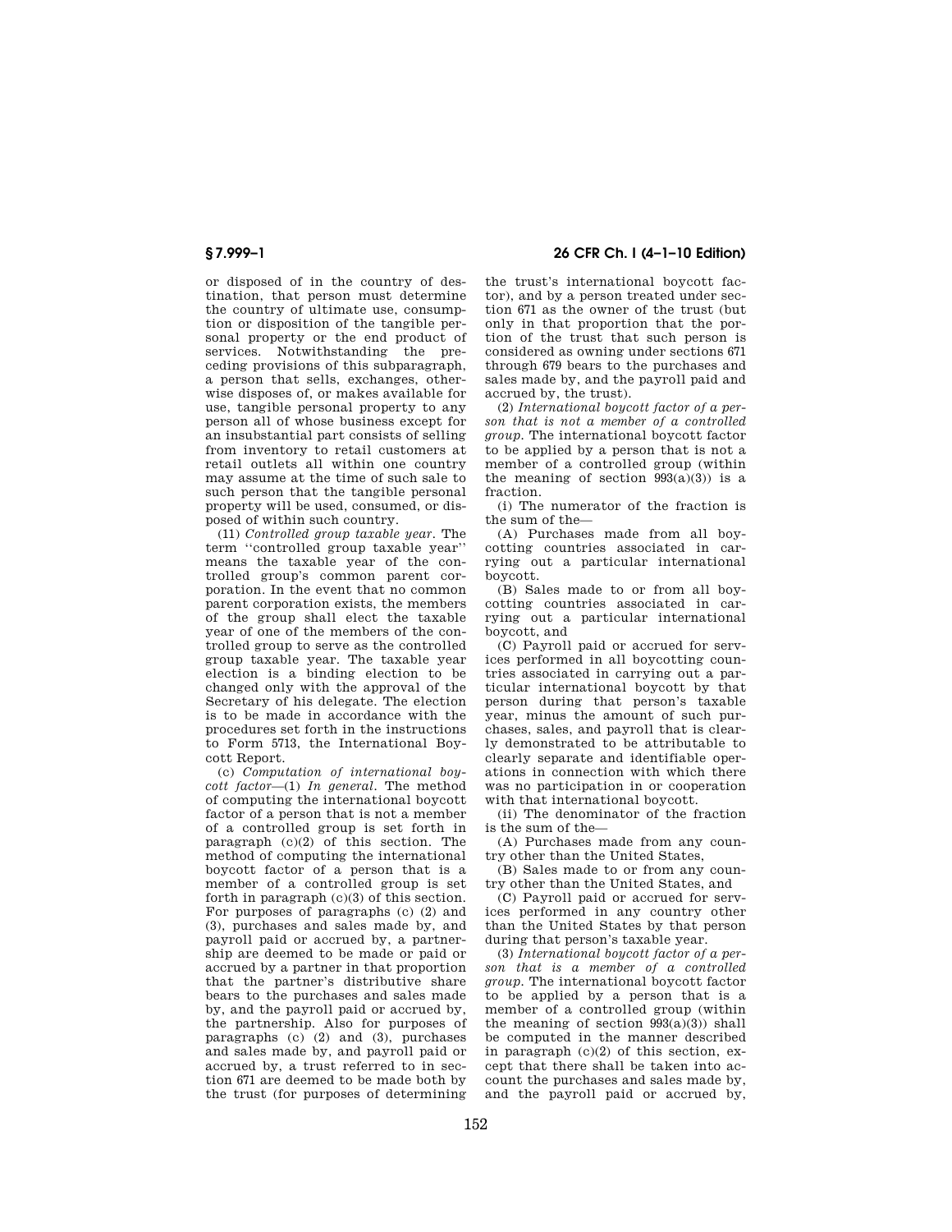or disposed of in the country of destination, that person must determine the country of ultimate use, consumption or disposition of the tangible personal property or the end product of services. Notwithstanding the preceding provisions of this subparagraph, a person that sells, exchanges, otherwise disposes of, or makes available for use, tangible personal property to any person all of whose business except for an insubstantial part consists of selling from inventory to retail customers at retail outlets all within one country may assume at the time of such sale to such person that the tangible personal property will be used, consumed, or disposed of within such country.

(11) *Controlled group taxable year.* The term ''controlled group taxable year'' means the taxable year of the controlled group's common parent corporation. In the event that no common parent corporation exists, the members of the group shall elect the taxable year of one of the members of the controlled group to serve as the controlled group taxable year. The taxable year election is a binding election to be changed only with the approval of the Secretary of his delegate. The election is to be made in accordance with the procedures set forth in the instructions to Form 5713, the International Boycott Report.

(c) *Computation of international boycott factor*—(1) *In general.* The method of computing the international boycott factor of a person that is not a member of a controlled group is set forth in paragraph (c)(2) of this section. The method of computing the international boycott factor of a person that is a member of a controlled group is set forth in paragraph (c)(3) of this section. For purposes of paragraphs (c) (2) and (3), purchases and sales made by, and payroll paid or accrued by, a partnership are deemed to be made or paid or accrued by a partner in that proportion that the partner's distributive share bears to the purchases and sales made by, and the payroll paid or accrued by, the partnership. Also for purposes of paragraphs (c) (2) and (3), purchases and sales made by, and payroll paid or accrued by, a trust referred to in section 671 are deemed to be made both by the trust (for purposes of determining the trust's international boycott factor), and by a person treated under section 671 as the owner of the trust (but only in that proportion that the portion of the trust that such person is considered as owning under sections 671 through 679 bears to the purchases and sales made by, and the payroll paid and accrued by, the trust).

(2) *International boycott factor of a person that is not a member of a controlled group.* The international boycott factor to be applied by a person that is not a member of a controlled group (within the meaning of section 993(a)(3)) is a fraction.

(i) The numerator of the fraction is the sum of the—

(A) Purchases made from all boycotting countries associated in carrying out a particular international boycott.

(B) Sales made to or from all boycotting countries associated in carrying out a particular international boycott, and

(C) Payroll paid or accrued for services performed in all boycotting countries associated in carrying out a particular international boycott by that person during that person's taxable year, minus the amount of such purchases, sales, and payroll that is clearly demonstrated to be attributable to clearly separate and identifiable operations in connection with which there was no participation in or cooperation with that international boycott.

(ii) The denominator of the fraction is the sum of the—

(A) Purchases made from any country other than the United States,

(B) Sales made to or from any country other than the United States, and

(C) Payroll paid or accrued for services performed in any country other than the United States by that person during that person's taxable year.

(3) *International boycott factor of a person that is a member of a controlled group.* The international boycott factor to be applied by a person that is a member of a controlled group (within the meaning of section 993(a)(3)) shall be computed in the manner described in paragraph (c)(2) of this section, except that there shall be taken into account the purchases and sales made by, and the payroll paid or accrued by,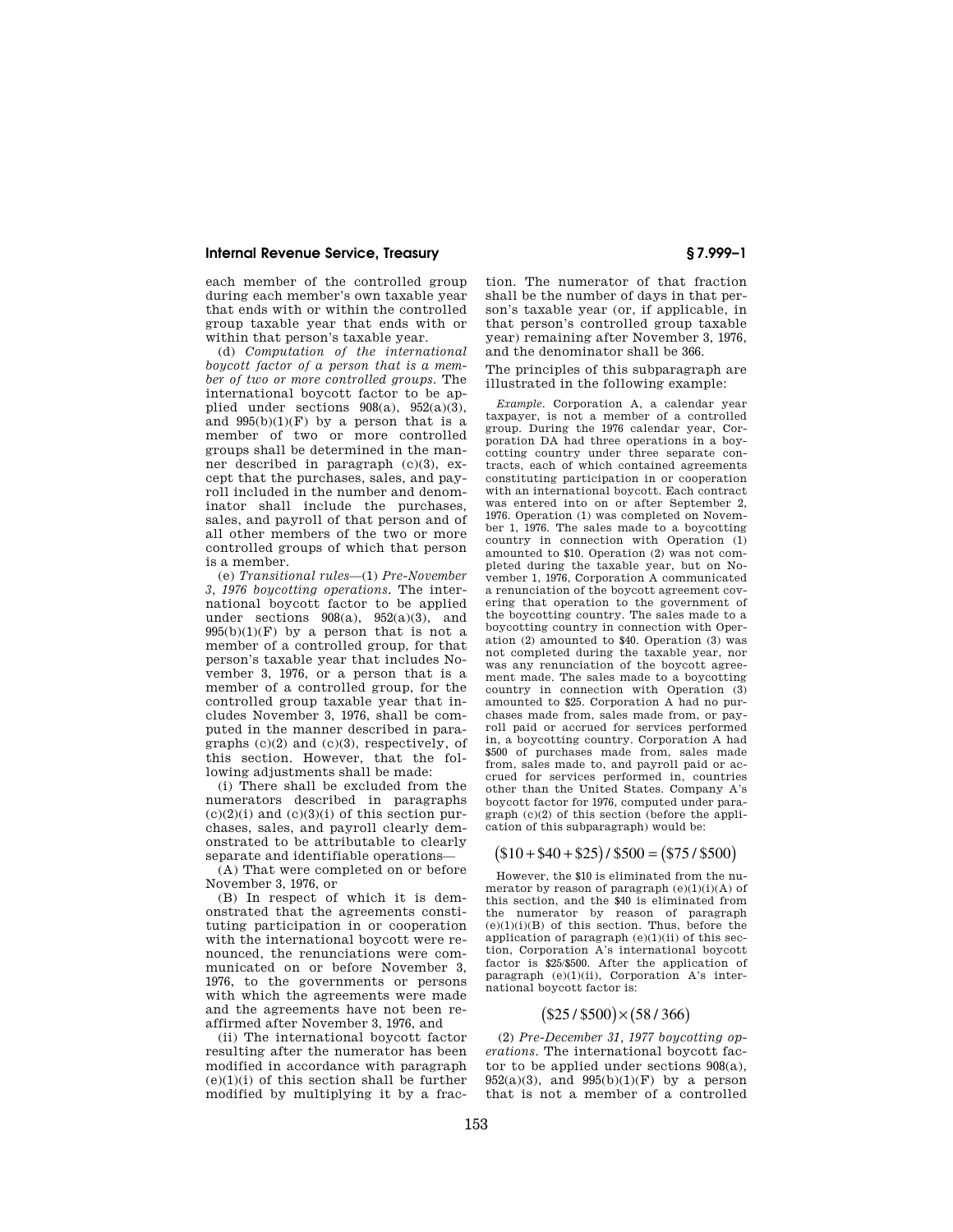each member of the controlled group during each member's own taxable year that ends with or within the controlled group taxable year that ends with or within that person's taxable year.

(d) *Computation of the international boycott factor of a person that is a member of two or more controlled groups.* The international boycott factor to be applied under sections 908(a), 952(a)(3), and 995(b)(1)(F) by a person that is a member of two or more controlled groups shall be determined in the manner described in paragraph (c)(3), except that the purchases, sales, and payroll included in the number and denominator shall include the purchases, sales, and payroll of that person and of all other members of the two or more controlled groups of which that person is a member.

(e) *Transitional rules*—(1) *Pre-November 3, 1976 boycotting operations.* The international boycott factor to be applied under sections 908(a), 952(a)(3), and 995(b)(1)(F) by a person that is not a member of a controlled group, for that person's taxable year that includes November 3, 1976, or a person that is a member of a controlled group, for the controlled group taxable year that includes November 3, 1976, shall be computed in the manner described in paragraphs (c)(2) and (c)(3), respectively, of this section. However, that the following adjustments shall be made:

(i) There shall be excluded from the numerators described in paragraphs (c)(2)(i) and (c)(3)(i) of this section purchases, sales, and payroll clearly demonstrated to be attributable to clearly separate and identifiable operations—

(A) That were completed on or before November 3, 1976, or

(B) In respect of which it is demonstrated that the agreements constituting participation in or cooperation with the international boycott were renounced, the renunciations were communicated on or before November 3, 1976, to the governments or persons with which the agreements were made and the agreements have not been reaffirmed after November 3, 1976, and

(ii) The international boycott factor resulting after the numerator has been modified in accordance with paragraph (e)(1)(i) of this section shall be further modified by multiplying it by a fraction. The numerator of that fraction shall be the number of days in that person's taxable year (or, if applicable, in that person's controlled group taxable year) remaining after November 3, 1976, and the denominator shall be 366.

The principles of this subparagraph are illustrated in the following example:

*Example.* Corporation A, a calendar year taxpayer, is not a member of a controlled group. During the 1976 calendar year, Corporation DA had three operations in a boycotting country under three separate contracts, each of which contained agreements constituting participation in or cooperation with an international boycott. Each contract was entered into on or after September 2, 1976. Operation (1) was completed on November 1, 1976. The sales made to a boycotting country in connection with Operation (1) amounted to $10. Operation (2) was not completed during the taxable year, but on November 1, 1976, Corporation A communicated a renunciation of the boycott agreement covering that operation to the government of the boycotting country. The sales made to a boycotting country in connection with Operation (2) amounted to $40. Operation (3) was not completed during the taxable year, nor was any renunciation of the boycott agreement made. The sales made to a boycotting country in connection with Operation (3) amounted to $25. Corporation A had no purchases made from, sales made from, or payroll paid or accrued for services performed in, a boycotting country. Corporation A had $500 of purchases made from, sales made from, sales made to, and payroll paid or accrued for services performed in, countries other than the United States. Company A's boycott factor for 1976, computed under paragraph (c)(2) of this section (before the application of this subparagraph) would be:

$$(\$10 + \$40 + \$25) / \$500 = (\$75 / \$500)$$

However, the $10 is eliminated from the numerator by reason of paragraph (e)(1)(i)(A) of this section, and the $40 is eliminated from the numerator by reason of paragraph (e)(1)(i)(B) of this section. Thus, before the application of paragraph (e)(1)(ii) of this section, Corporation A's international boycott factor is $25/$500. After the application of paragraph (e)(1)(ii), Corporation A's international boycott factor is:

$$(\$25 / \$500) \times (58 / 366)$$

(2) *Pre-December 31, 1977 boycotting operations.* The international boycott factor to be applied under sections 908(a), 952(a)(3), and 995(b)(1)(F) by a person that is not a member of a controlled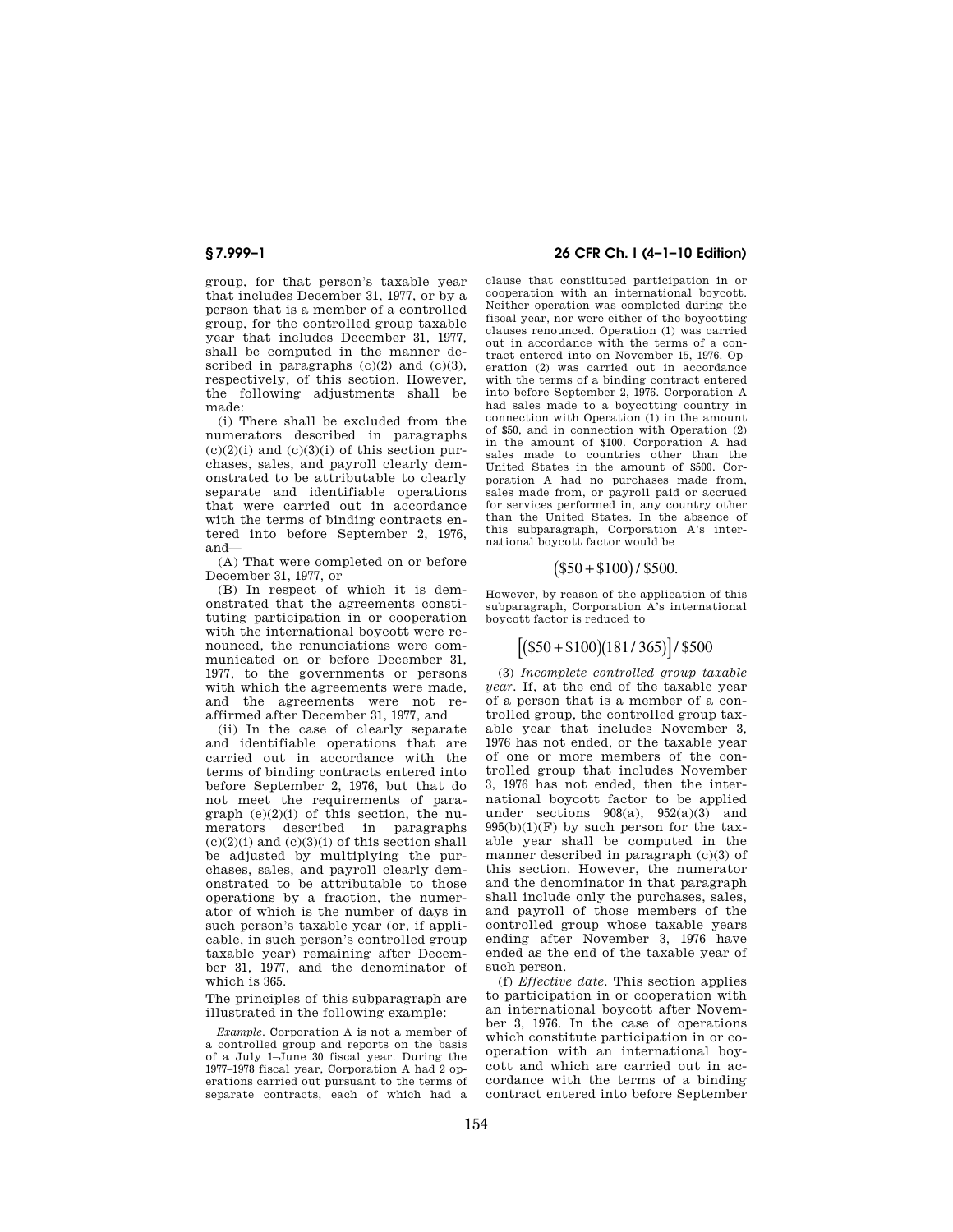group, for that person's taxable year that includes December 31, 1977, or by a person that is a member of a controlled group, for the controlled group taxable year that includes December 31, 1977, shall be computed in the manner described in paragraphs (c)(2) and (c)(3), respectively, of this section. However, the following adjustments shall be made:

(i) There shall be excluded from the numerators described in paragraphs (c)(2)(i) and (c)(3)(i) of this section purchases, sales, and payroll clearly demonstrated to be attributable to clearly separate and identifiable operations that were carried out in accordance with the terms of binding contracts entered into before September 2, 1976, and—

(A) That were completed on or before December 31, 1977, or

(B) In respect of which it is demonstrated that the agreements constituting participation in or cooperation with the international boycott were renounced, the renunciations were communicated on or before December 31, 1977, to the governments or persons with which the agreements were made, and the agreements were not reaffirmed after December 31, 1977, and

(ii) In the case of clearly separate and identifiable operations that are carried out in accordance with the terms of binding contracts entered into before September 2, 1976, but that do not meet the requirements of paragraph (e)(2)(i) of this section, the numerators described in paragraphs (c)(2)(i) and (c)(3)(i) of this section shall be adjusted by multiplying the purchases, sales, and payroll clearly demonstrated to be attributable to those operations by a fraction, the numerator of which is the number of days in such person's taxable year (or, if applicable, in such person's controlled group taxable year) remaining after December 31, 1977, and the denominator of which is 365.

The principles of this subparagraph are illustrated in the following example:

*Example.* Corporation A is not a member of a controlled group and reports on the basis of a July 1–June 30 fiscal year. During the 1977–1978 fiscal year, Corporation A had 2 operations carried out pursuant to the terms of separate contracts, each of which had a clause that constituted participation in or cooperation with an international boycott. Neither operation was completed during the fiscal year, nor were either of the boycotting clauses renounced. Operation (1) was carried out in accordance with the terms of a contract entered into on November 15, 1976. Operation (2) was carried out in accordance with the terms of a binding contract entered into before September 2, 1976. Corporation A had sales made to a boycotting country in connection with Operation (1) in the amount of $50, and in connection with Operation (2) in the amount of $100. Corporation A had sales made to countries other than the United States in the amount of $500. Corporation A had no purchases made from, sales made from, or payroll paid or accrued for services performed in, any country other than the United States. In the absence of this subparagraph, Corporation A's international boycott factor would be

$$(\$50 + \$100) / \$500.$$

However, by reason of the application of this subparagraph, Corporation A's international boycott factor is reduced to

$$[(\$50 + \$100)(181/365)] / \$500$$

(3) *Incomplete controlled group taxable year.* If, at the end of the taxable year of a person that is a member of a controlled group, the controlled group taxable year that includes November 3, 1976 has not ended, or the taxable year of one or more members of the controlled group that includes November 3, 1976 has not ended, then the international boycott factor to be applied under sections 908(a), 952(a)(3) and 995(b)(1)(F) by such person for the taxable year shall be computed in the manner described in paragraph (c)(3) of this section. However, the numerator and the denominator in that paragraph shall include only the purchases, sales, and payroll of those members of the controlled group whose taxable years ending after November 3, 1976 have ended as the end of the taxable year of such person.

(f) *Effective date.* This section applies to participation in or cooperation with an international boycott after November 3, 1976. In the case of operations which constitute participation in or cooperation with an international boycott and which are carried out in accordance with the terms of a binding contract entered into before September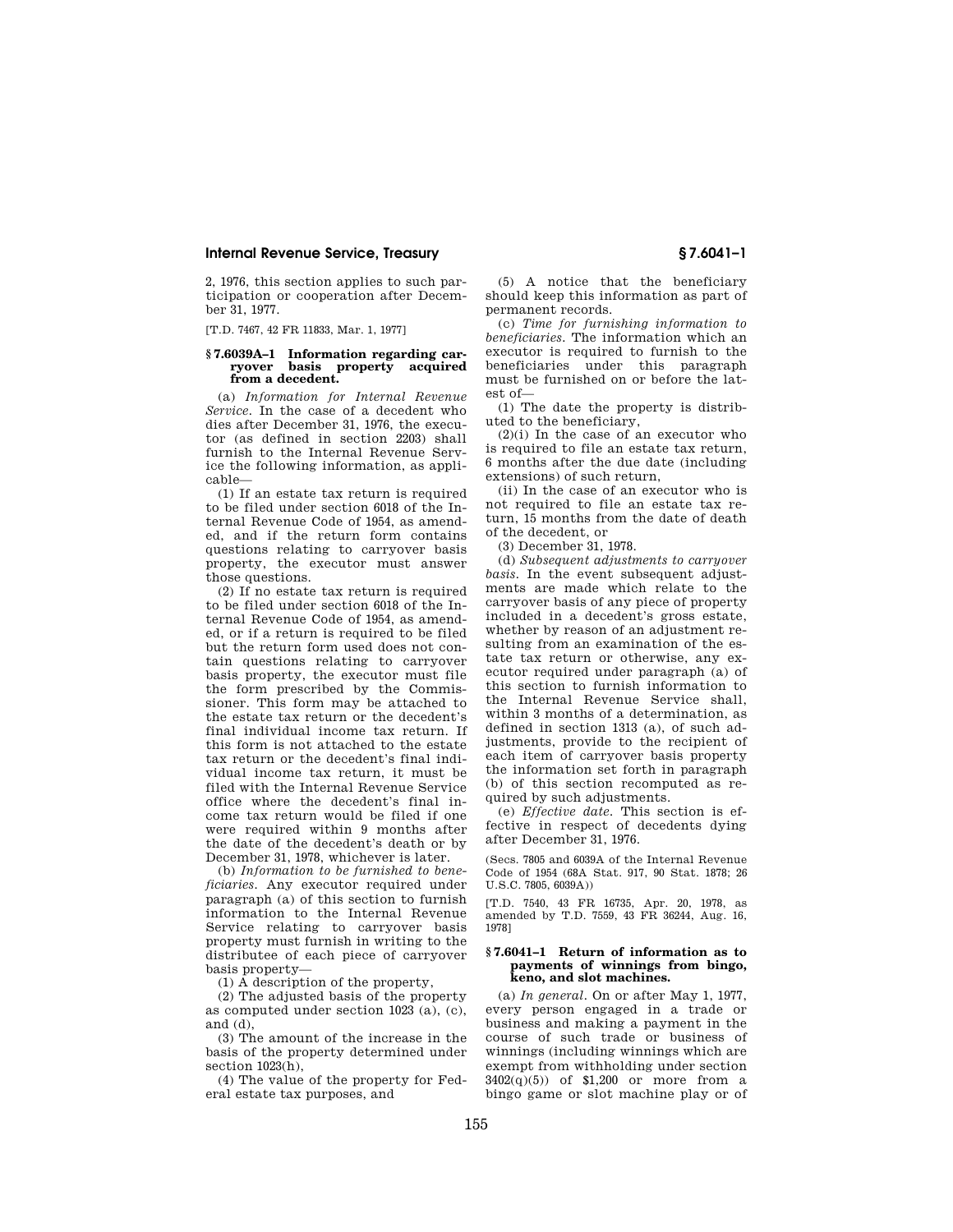2, 1976, this section applies to such participation or cooperation after December 31, 1977.

[T.D. 7467, 42 FR 11833, Mar. 1, 1977]

### § 7.6039A–1 Information regarding carryover basis property acquired from a decedent.

(a) *Information for Internal Revenue Service.* In the case of a decedent who dies after December 31, 1976, the executor (as defined in section 2203) shall furnish to the Internal Revenue Service the following information, as applicable—

(1) If an estate tax return is required to be filed under section 6018 of the Internal Revenue Code of 1954, as amended, and if the return form contains questions relating to carryover basis property, the executor must answer those questions.

(2) If no estate tax return is required to be filed under section 6018 of the Internal Revenue Code of 1954, as amended, or if a return is required to be filed but the return form used does not contain questions relating to carryover basis property, the executor must file the form prescribed by the Commissioner. This form may be attached to the estate tax return or the decedent's final individual income tax return. If this form is not attached to the estate tax return or the decedent's final individual income tax return, it must be filed with the Internal Revenue Service office where the decedent's final income tax return would be filed if one were required within 9 months after the date of the decedent's death or by December 31, 1978, whichever is later.

(b) *Information to be furnished to beneficiaries.* Any executor required under paragraph (a) of this section to furnish information to the Internal Revenue Service relating to carryover basis property must furnish in writing to the distributee of each piece of carryover basis property—

(1) A description of the property,

(2) The adjusted basis of the property as computed under section 1023 (a), (c), and (d),

(3) The amount of the increase in the basis of the property determined under section 1023(h),

(4) The value of the property for Federal estate tax purposes, and

(5) A notice that the beneficiary should keep this information as part of permanent records.

(c) *Time for furnishing information to beneficiaries.* The information which an executor is required to furnish to the beneficiaries under this paragraph must be furnished on or before the latest of—

(1) The date the property is distributed to the beneficiary,

(2)(i) In the case of an executor who is required to file an estate tax return, 6 months after the due date (including extensions) of such return,

(ii) In the case of an executor who is not required to file an estate tax return, 15 months from the date of death of the decedent, or

(3) December 31, 1978.

(d) *Subsequent adjustments to carryover basis.* In the event subsequent adjustments are made which relate to the carryover basis of any piece of property included in a decedent's gross estate, whether by reason of an adjustment resulting from an examination of the estate tax return or otherwise, any executor required under paragraph (a) of this section to furnish information to the Internal Revenue Service shall, within 3 months of a determination, as defined in section 1313 (a), of such adjustments, provide to the recipient of each item of carryover basis property the information set forth in paragraph (b) of this section recomputed as required by such adjustments.

(e) *Effective date.* This section is effective in respect of decedents dying after December 31, 1976.

(Secs. 7805 and 6039A of the Internal Revenue Code of 1954 (68A Stat. 917, 90 Stat. 1878; 26 U.S.C. 7805, 6039A))

[T.D. 7540, 43 FR 16735, Apr. 20, 1978, as amended by T.D. 7559, 43 FR 36244, Aug. 16, 1978]

### § 7.6041–1 Return of information as to payments of winnings from bingo, keno, and slot machines.

(a) *In general.* On or after May 1, 1977, every person engaged in a trade or business and making a payment in the course of such trade or business of winnings (including winnings which are exempt from withholding under section 3402(q)(5)) of $1,200 or more from a bingo game or slot machine play or of